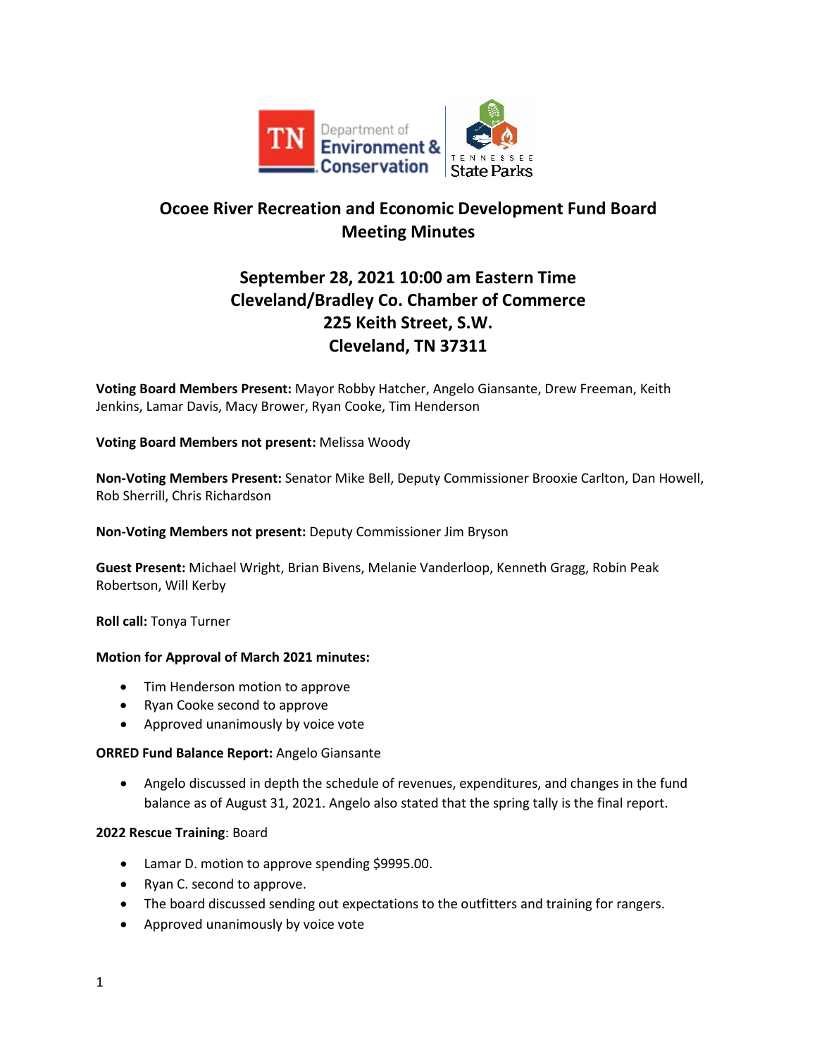# Ocoee River Recreation and Economic Development Fund Board Meeting Minutes

## September 28, 2021 10:00 am Eastern Time
## Cleveland/Bradley Co. Chamber of Commerce
## 225 Keith Street, S.W.
## Cleveland, TN 37311

**Voting Board Members Present:** Mayor Robby Hatcher, Angelo Giansante, Drew Freeman, Keith Jenkins, Lamar Davis, Macy Brower, Ryan Cooke, Tim Henderson

**Voting Board Members not present:** Melissa Woody

**Non-Voting Members Present:** Senator Mike Bell, Deputy Commissioner Brooxie Carlton, Dan Howell, Rob Sherrill, Chris Richardson

**Non-Voting Members not present:** Deputy Commissioner Jim Bryson

**Guest Present:** Michael Wright, Brian Bivens, Melanie Vanderloop, Kenneth Gragg, Robin Peak Robertson, Will Kerby

**Roll call:** Tonya Turner

**Motion for Approval of March 2021 minutes:**

- Tim Henderson motion to approve
- Ryan Cooke second to approve
- Approved unanimously by voice vote

**ORRED Fund Balance Report:** Angelo Giansante

- Angelo discussed in depth the schedule of revenues, expenditures, and changes in the fund balance as of August 31, 2021. Angelo also stated that the spring tally is the final report.

**2022 Rescue Training**: Board

- Lamar D. motion to approve spending $9995.00.
- Ryan C. second to approve.
- The board discussed sending out expectations to the outfitters and training for rangers.
- Approved unanimously by voice vote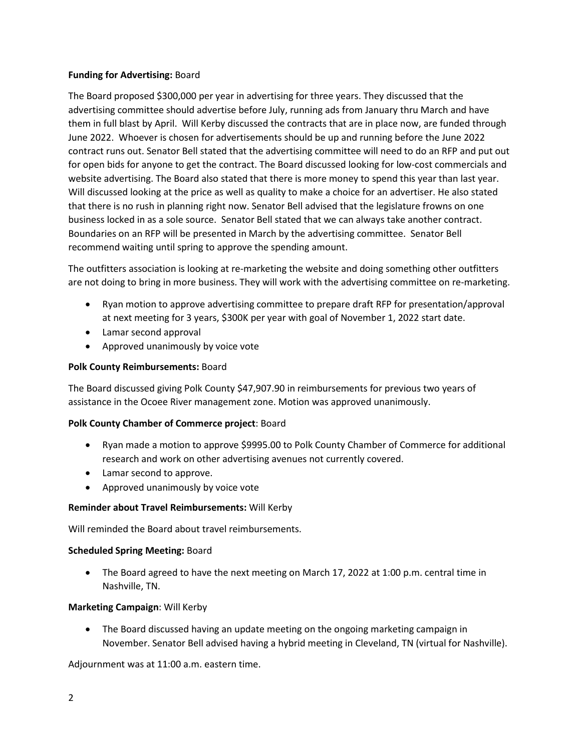**Funding for Advertising:** Board

The Board proposed $300,000 per year in advertising for three years. They discussed that the advertising committee should advertise before July, running ads from January thru March and have them in full blast by April. Will Kerby discussed the contracts that are in place now, are funded through June 2022. Whoever is chosen for advertisements should be up and running before the June 2022 contract runs out. Senator Bell stated that the advertising committee will need to do an RFP and put out for open bids for anyone to get the contract. The Board discussed looking for low-cost commercials and website advertising. The Board also stated that there is more money to spend this year than last year. Will discussed looking at the price as well as quality to make a choice for an advertiser. He also stated that there is no rush in planning right now. Senator Bell advised that the legislature frowns on one business locked in as a sole source. Senator Bell stated that we can always take another contract. Boundaries on an RFP will be presented in March by the advertising committee. Senator Bell recommend waiting until spring to approve the spending amount.

The outfitters association is looking at re-marketing the website and doing something other outfitters are not doing to bring in more business. They will work with the advertising committee on re-marketing.

- Ryan motion to approve advertising committee to prepare draft RFP for presentation/approval at next meeting for 3 years, $300K per year with goal of November 1, 2022 start date.
- Lamar second approval
- Approved unanimously by voice vote

**Polk County Reimbursements:** Board

The Board discussed giving Polk County $47,907.90 in reimbursements for previous two years of assistance in the Ocoee River management zone. Motion was approved unanimously.

**Polk County Chamber of Commerce project**: Board

- Ryan made a motion to approve $9995.00 to Polk County Chamber of Commerce for additional research and work on other advertising avenues not currently covered.
- Lamar second to approve.
- Approved unanimously by voice vote

**Reminder about Travel Reimbursements:** Will Kerby

Will reminded the Board about travel reimbursements.

**Scheduled Spring Meeting:** Board

- The Board agreed to have the next meeting on March 17, 2022 at 1:00 p.m. central time in Nashville, TN.

**Marketing Campaign**: Will Kerby

- The Board discussed having an update meeting on the ongoing marketing campaign in November. Senator Bell advised having a hybrid meeting in Cleveland, TN (virtual for Nashville).

Adjournment was at 11:00 a.m. eastern time.